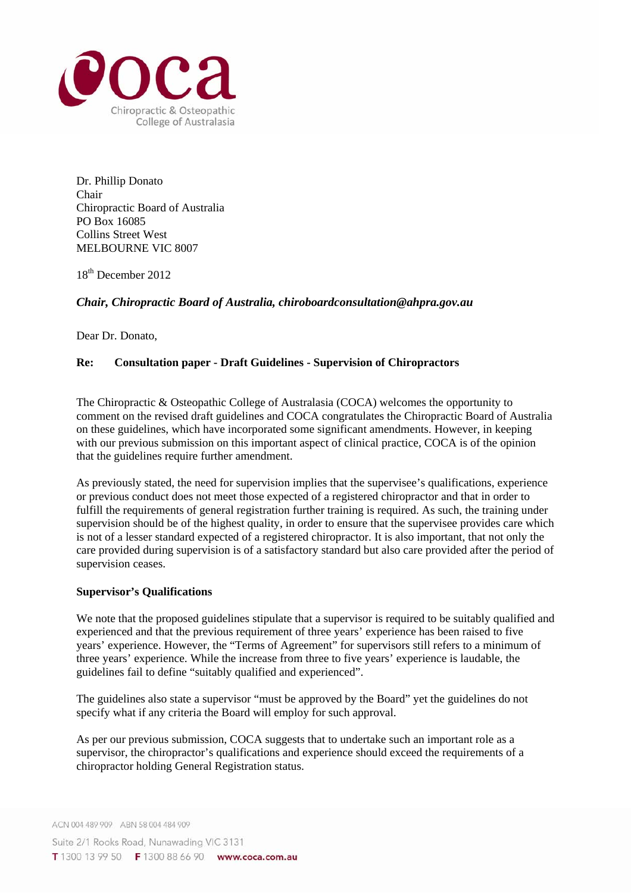Chiropractic & Osteopathic College of Australasia

Dr. Phillip Donato
Chair
Chiropractic Board of Australia
PO Box 16085
Collins Street West
MELBOURNE VIC 8007

18th December 2012

***Chair, Chiropractic Board of Australia, chiroboardconsultation@ahpra.gov.au***

Dear Dr. Donato,

**Re: Consultation paper - Draft Guidelines - Supervision of Chiropractors**

The Chiropractic & Osteopathic College of Australasia (COCA) welcomes the opportunity to comment on the revised draft guidelines and COCA congratulates the Chiropractic Board of Australia on these guidelines, which have incorporated some significant amendments. However, in keeping with our previous submission on this important aspect of clinical practice, COCA is of the opinion that the guidelines require further amendment.

As previously stated, the need for supervision implies that the supervisee's qualifications, experience or previous conduct does not meet those expected of a registered chiropractor and that in order to fulfill the requirements of general registration further training is required. As such, the training under supervision should be of the highest quality, in order to ensure that the supervisee provides care which is not of a lesser standard expected of a registered chiropractor. It is also important, that not only the care provided during supervision is of a satisfactory standard but also care provided after the period of supervision ceases.

**Supervisor's Qualifications**

We note that the proposed guidelines stipulate that a supervisor is required to be suitably qualified and experienced and that the previous requirement of three years' experience has been raised to five years' experience. However, the "Terms of Agreement" for supervisors still refers to a minimum of three years' experience. While the increase from three to five years' experience is laudable, the guidelines fail to define "suitably qualified and experienced".

The guidelines also state a supervisor "must be approved by the Board" yet the guidelines do not specify what if any criteria the Board will employ for such approval.

As per our previous submission, COCA suggests that to undertake such an important role as a supervisor, the chiropractor's qualifications and experience should exceed the requirements of a chiropractor holding General Registration status.

ACN 004 489 909 ABN 58 004 484 909
Suite 2/1 Rooks Road, Nunawading VIC 3131
T 1300 13 99 50 F 1300 88 66 90 www.coca.com.au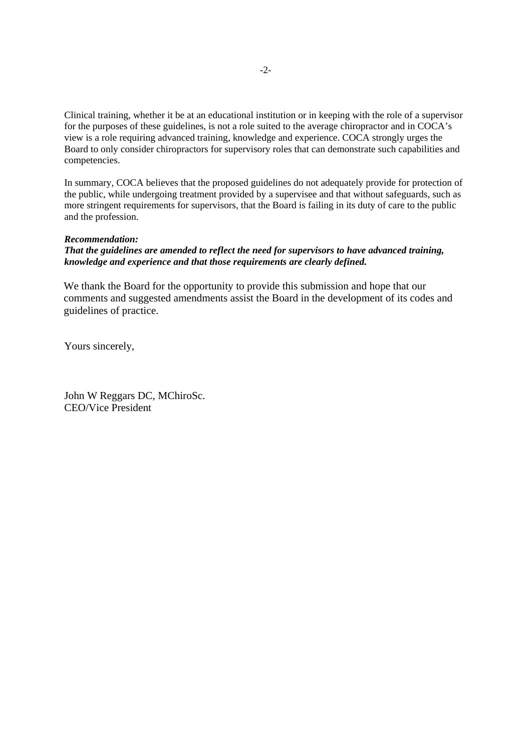Clinical training, whether it be at an educational institution or in keeping with the role of a supervisor for the purposes of these guidelines, is not a role suited to the average chiropractor and in COCA's view is a role requiring advanced training, knowledge and experience. COCA strongly urges the Board to only consider chiropractors for supervisory roles that can demonstrate such capabilities and competencies.

In summary, COCA believes that the proposed guidelines do not adequately provide for protection of the public, while undergoing treatment provided by a supervisee and that without safeguards, such as more stringent requirements for supervisors, that the Board is failing in its duty of care to the public and the profession.

***Recommendation:***
***That the guidelines are amended to reflect the need for supervisors to have advanced training, knowledge and experience and that those requirements are clearly defined.***

We thank the Board for the opportunity to provide this submission and hope that our comments and suggested amendments assist the Board in the development of its codes and guidelines of practice.

Yours sincerely,

John W Reggars DC, MChiroSc.
CEO/Vice President